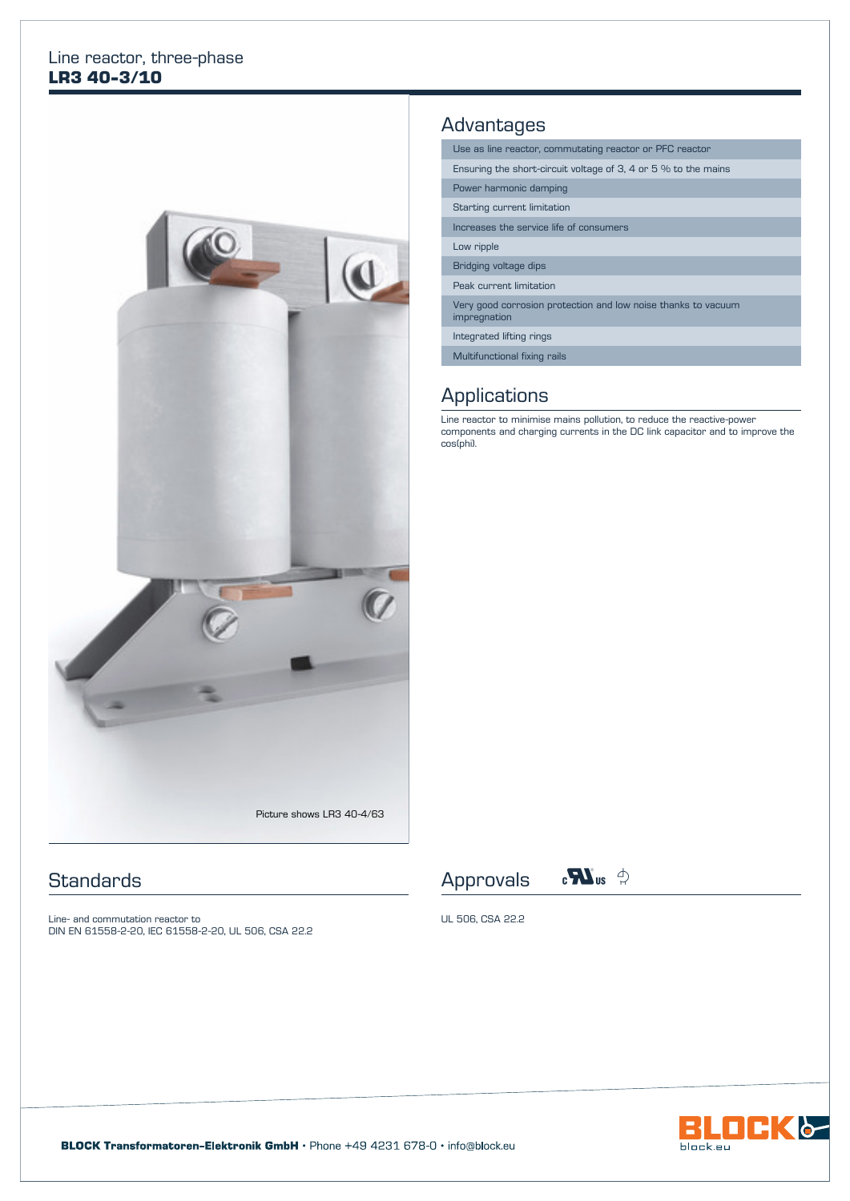Line reactor, three-phase

# LR3 40-3/10

Picture shows LR3 40-4/63

## Advantages

- Use as line reactor, commutating reactor or PFC reactor
- Ensuring the short-circuit voltage of 3, 4 or 5 % to the mains
- Power harmonic damping
- Starting current limitation
- Increases the service life of consumers
- Low ripple
- Bridging voltage dips
- Peak current limitation
- Very good corrosion protection and low noise thanks to vacuum impregnation
- Integrated lifting rings
- Multifunctional fixing rails

## Applications

Line reactor to minimise mains pollution, to reduce the reactive-power components and charging currents in the DC link capacitor and to improve the cos(phi).

## Standards

Line- and commutation reactor to
DIN EN 61558-2-20, IEC 61558-2-20, UL 506, CSA 22.2

## Approvals

UL 506, CSA 22.2

**BLOCK Transformatoren-Elektronik GmbH** • Phone +49 4231 678-0 • info@block.eu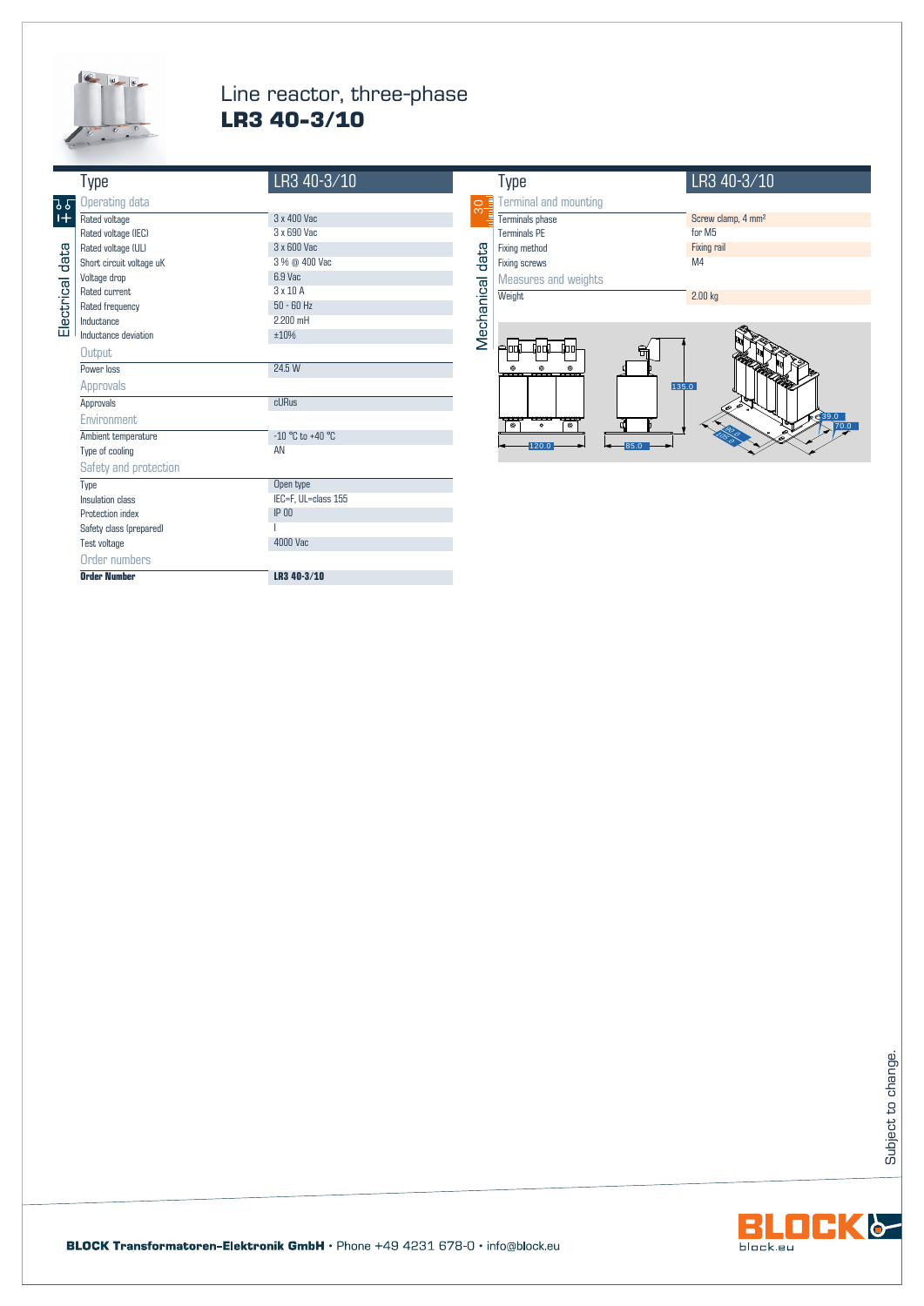# Line reactor, three-phase
## LRS 40-3/10

### Electrical data

| Type | LR3 40-3/10 |
|---|---|
| **Operating data** | |
| Rated voltage | 3 x 400 Vac |
| Rated voltage (IEC) | 3 x 690 Vac |
| Rated voltage (UL) | 3 x 600 Vac |
| Short circuit voltage uK | 3 % @ 400 Vac |
| Voltage drop | 6.9 Vac |
| Rated current | 3 x 10 A |
| Rated frequency | 50 - 60 Hz |
| Inductance | 2.200 mH |
| Inductance deviation | ±10% |
| **Output** | |
| Power loss | 24.5 W |
| **Approvals** | |
| Approvals | cURus |
| **Environment** | |
| Ambient temperature | -10 °C to +40 °C |
| Type of cooling | AN |
| **Safety and protection** | |
| Type | Open type |
| Insulation class | IEC=F, UL=class 155 |
| Protection index | IP 00 |
| Safety class (prepared) | I |
| Test voltage | 4000 Vac |
| **Order numbers** | |
| **Order Number** | **LR3 40-3/10** |

### Mechanical data

| Type | LR3 40-3/10 |
|---|---|
| **Terminal and mounting** | |
| Terminals phase | Screw clamp, 4 mm² |
| Terminals PE | for M5 |
| Fixing method | Fixing rail |
| Fixing screws | M4 |
| **Measures and weights** | |
| Weight | 2.00 kg |

135.0
120.0
85.0
39.0
70.0

Subject to change.

**BLOCK Transformatoren-Elektronik GmbH** • Phone +49 4231 678-0 • info@block.eu